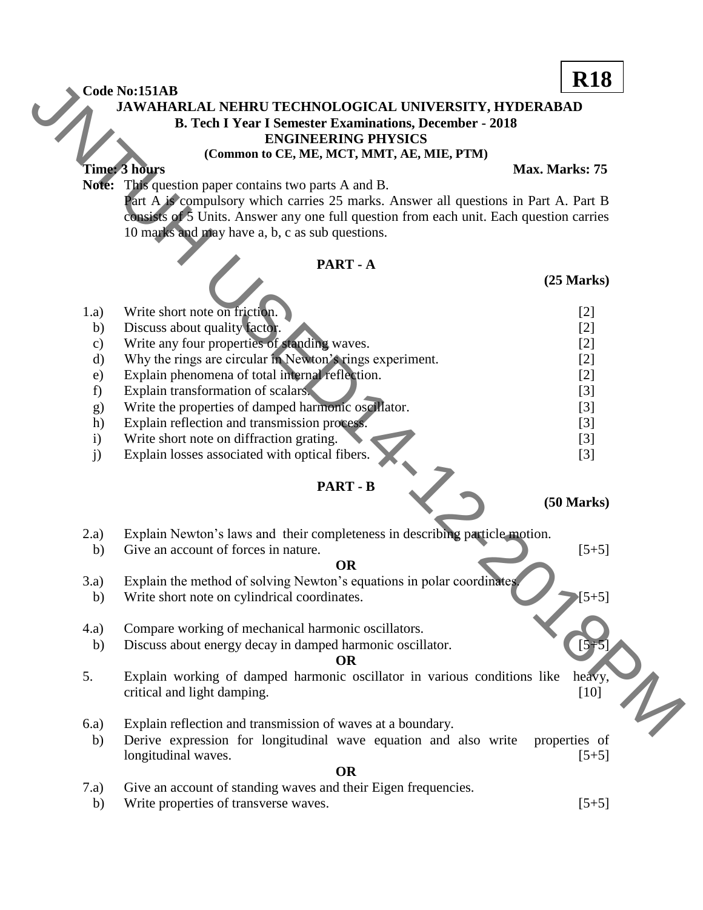**R18**

**Code No:151AB**

**JAWAHARLAL NEHRU TECHNOLOGICAL UNIVERSITY, HYDERABAD**
**B. Tech I Year I Semester Examinations, December - 2018**
**ENGINEERING PHYSICS**
**(Common to CE, ME, MCT, MMT, AE, MIE, PTM)**

**Time: 3 hours** **Max. Marks: 75**

**Note:** This question paper contains two parts A and B.
Part A is compulsory which carries 25 marks. Answer all questions in Part A. Part B consists of 5 Units. Answer any one full question from each unit. Each question carries 10 marks and may have a, b, c as sub questions.

## PART - A

**(25 Marks)**

1.a) Write short note on friction. [2]
b) Discuss about quality factor. [2]
c) Write any four properties of standing waves. [2]
d) Why the rings are circular in Newton's rings experiment. [2]
e) Explain phenomena of total internal reflection. [2]
f) Explain transformation of scalars. [3]
g) Write the properties of damped harmonic oscillator. [3]
h) Explain reflection and transmission process. [3]
i) Write short note on diffraction grating. [3]
j) Explain losses associated with optical fibers. [3]

## PART - B

**(50 Marks)**

2.a) Explain Newton's laws and their completeness in describing particle motion.
b) Give an account of forces in nature. [5+5]

**OR**

3.a) Explain the method of solving Newton's equations in polar coordinates.
b) Write short note on cylindrical coordinates. [5+5]

4.a) Compare working of mechanical harmonic oscillators.
b) Discuss about energy decay in damped harmonic oscillator. [5+5]

**OR**

5. Explain working of damped harmonic oscillator in various conditions like heavy, critical and light damping. [10]

6.a) Explain reflection and transmission of waves at a boundary.
b) Derive expression for longitudinal wave equation and also write properties of longitudinal waves. [5+5]

**OR**

7.a) Give an account of standing waves and their Eigen frequencies.
b) Write properties of transverse waves. [5+5]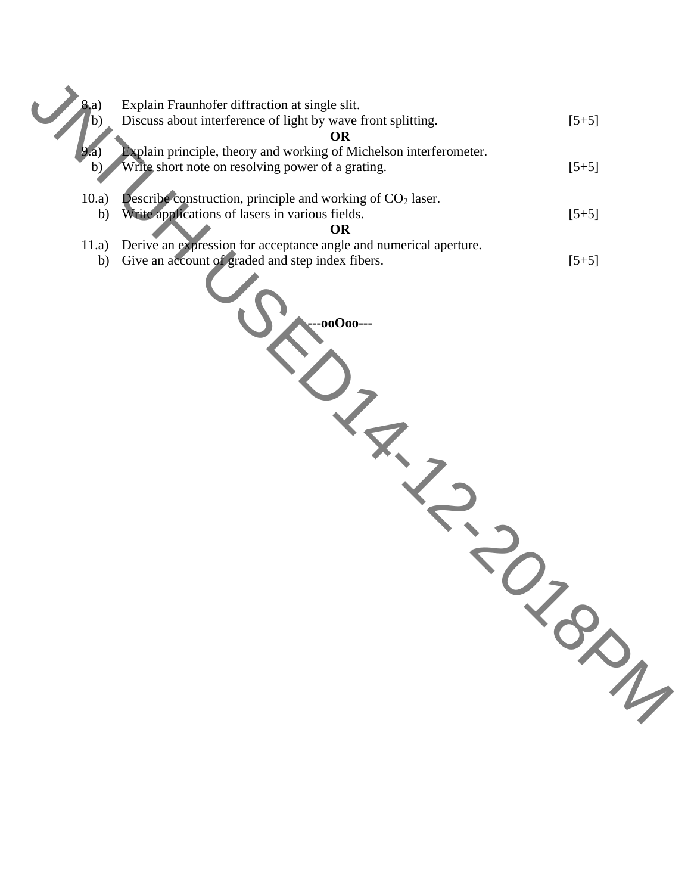8.a) Explain Fraunhofer diffraction at single slit.
b) Discuss about interference of light by wave front splitting. [5+5]

**OR**

9.a) Explain principle, theory and working of Michelson interferometer.
b) Write short note on resolving power of a grating. [5+5]

10.a) Describe construction, principle and working of $CO_2$ laser.
b) Write applications of lasers in various fields. [5+5]

**OR**

11.a) Derive an expression for acceptance angle and numerical aperture.
b) Give an account of graded and step index fibers. [5+5]

**---ooOoo---**